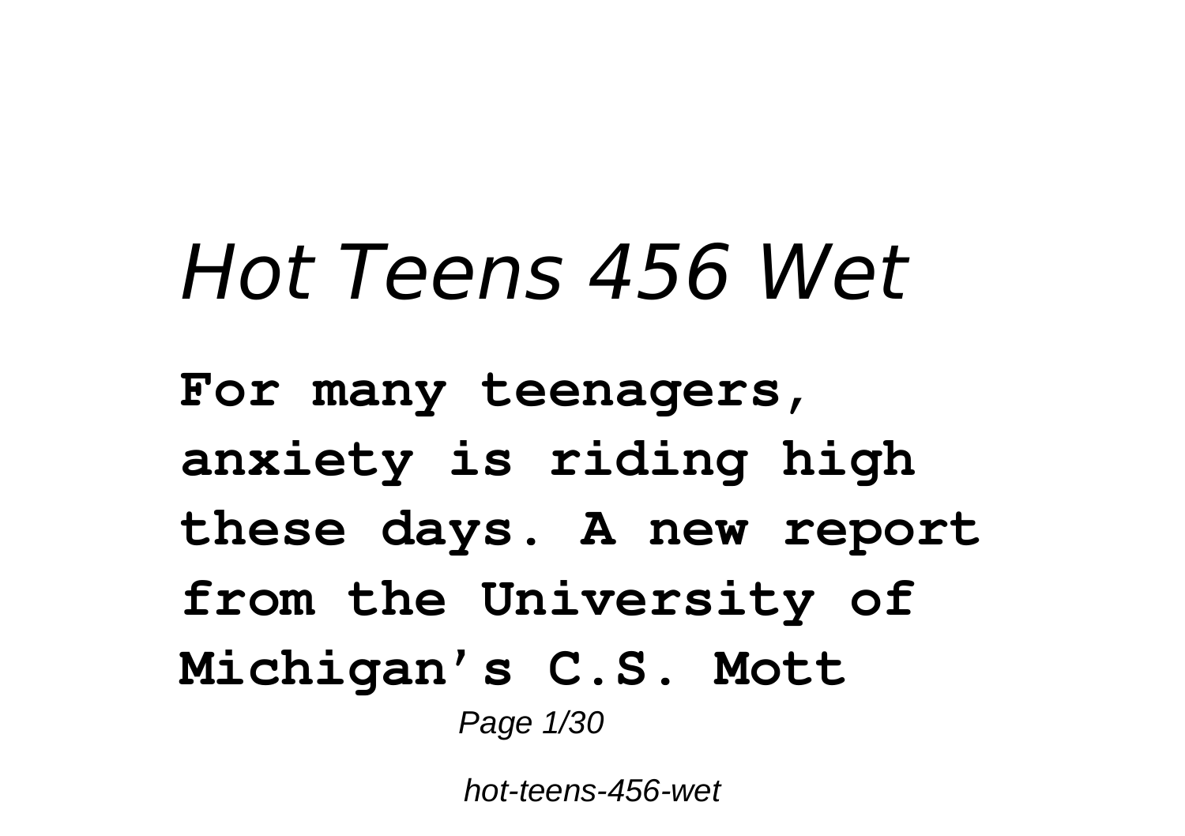# *Hot Teens 456 Wet*

**For many teenagers, anxiety is riding high these days. A new report from the University of Michigan's C.S. Mott**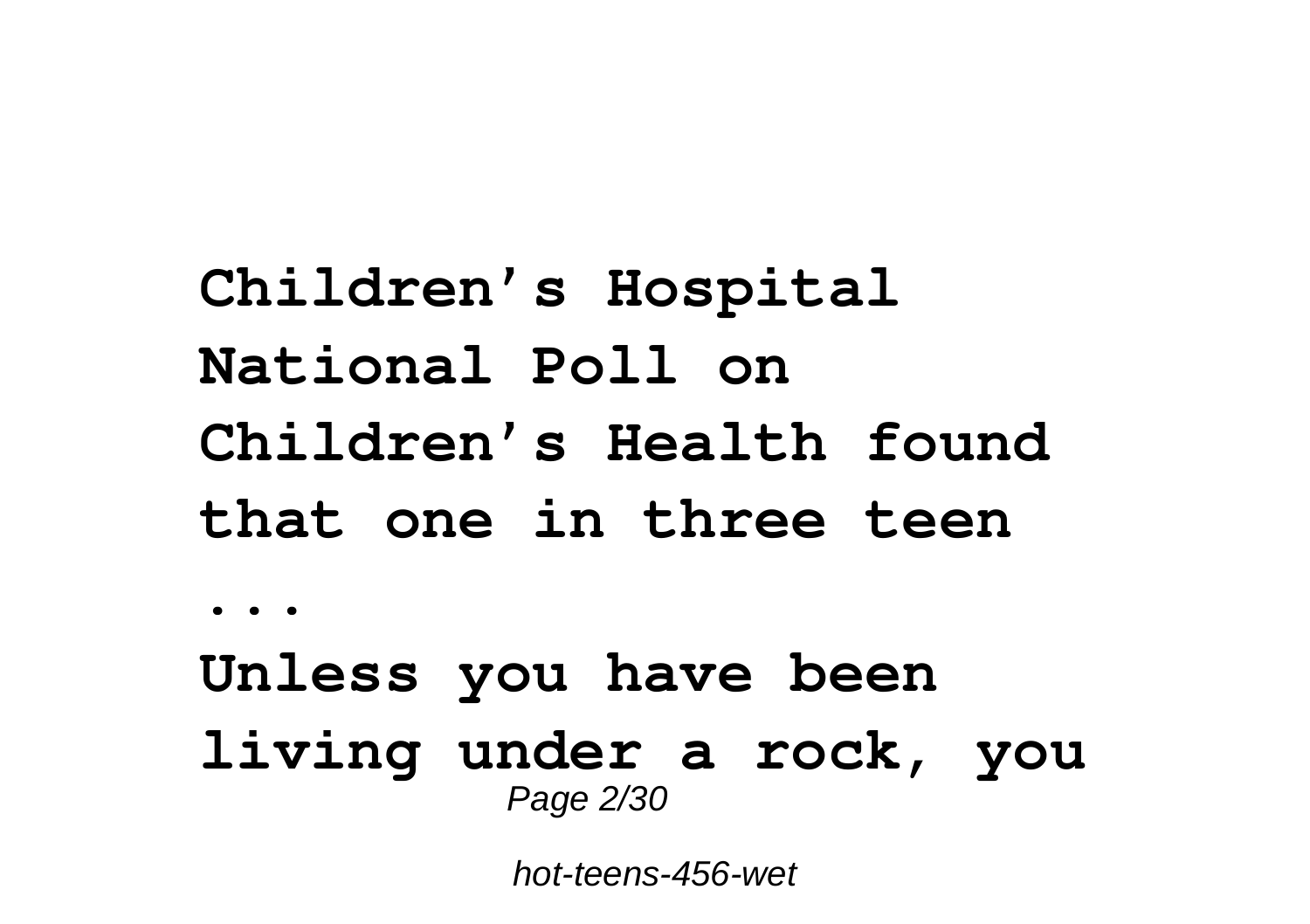**Children's Hospital National Poll on Children's Health found that one in three teen ...**

**Unless you have been living under a rock, you**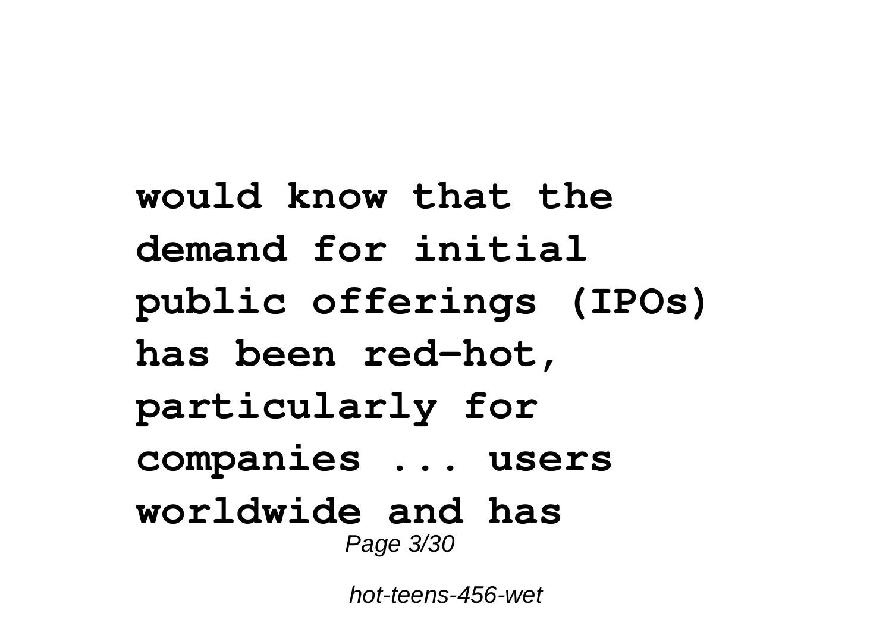**would know that the demand for initial public offerings (IPOs) has been red-hot, particularly for companies ... users worldwide and has**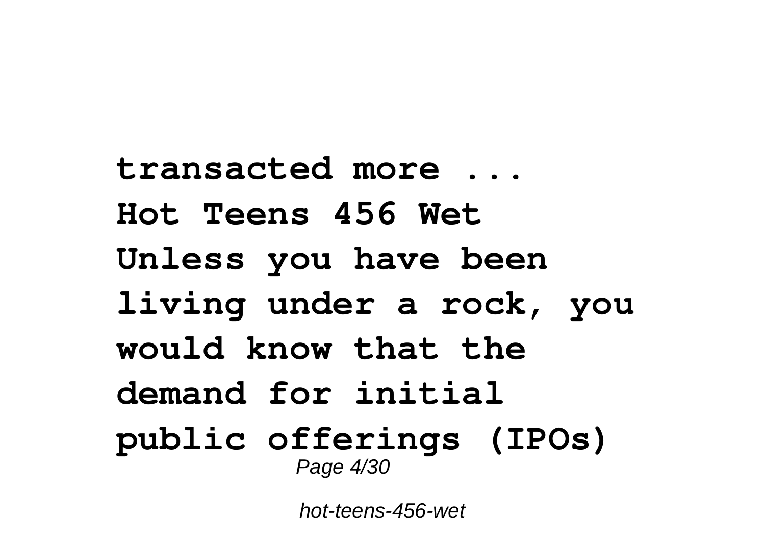**transacted more ...**

**Hot Teens 456 Wet**

**Unless you have been living under a rock, you would know that the demand for initial public offerings (IPOs)**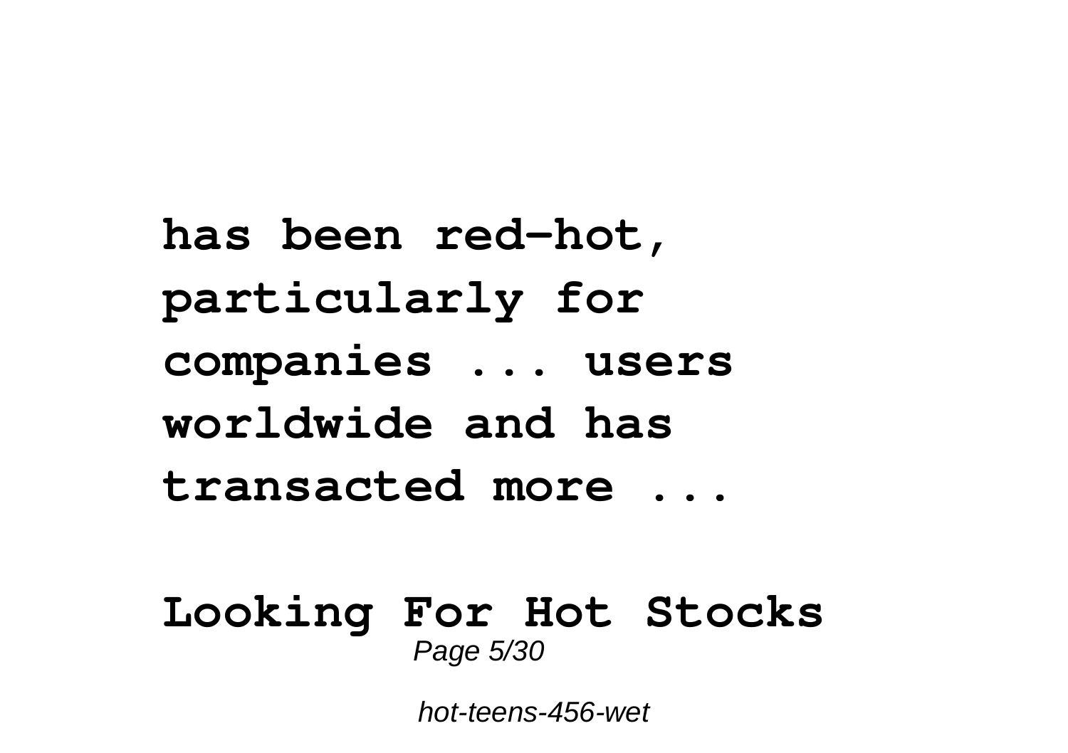**has been red-hot, particularly for companies ... users worldwide and has transacted more ...**

**Looking For Hot Stocks**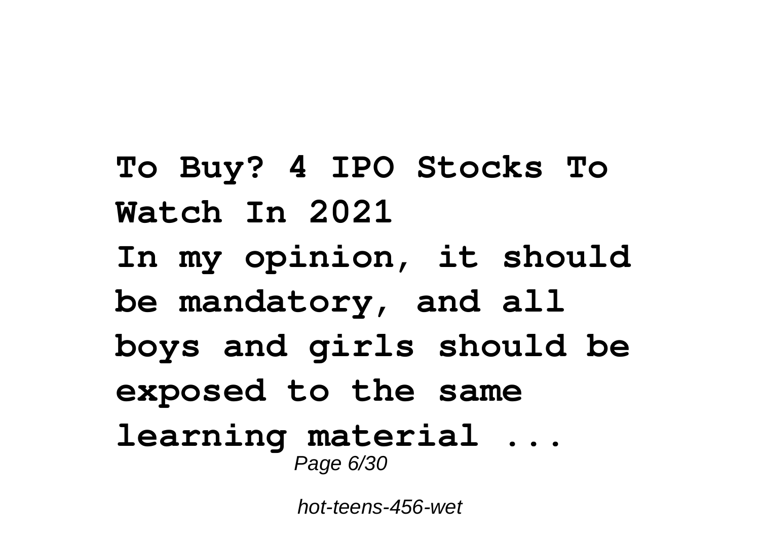**To Buy? 4 IPO Stocks To Watch In 2021**

**In my opinion, it should be mandatory, and all boys and girls should be exposed to the same learning material ...**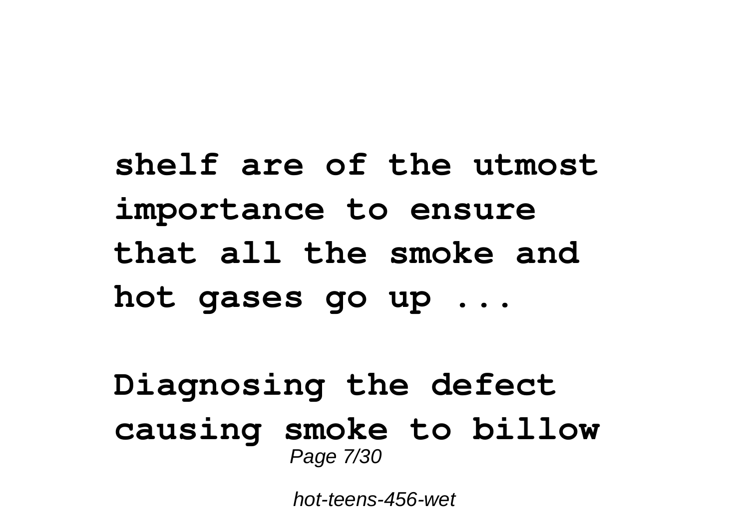**shelf are of the utmost importance to ensure that all the smoke and hot gases go up ...**

**Diagnosing the defect causing smoke to billow**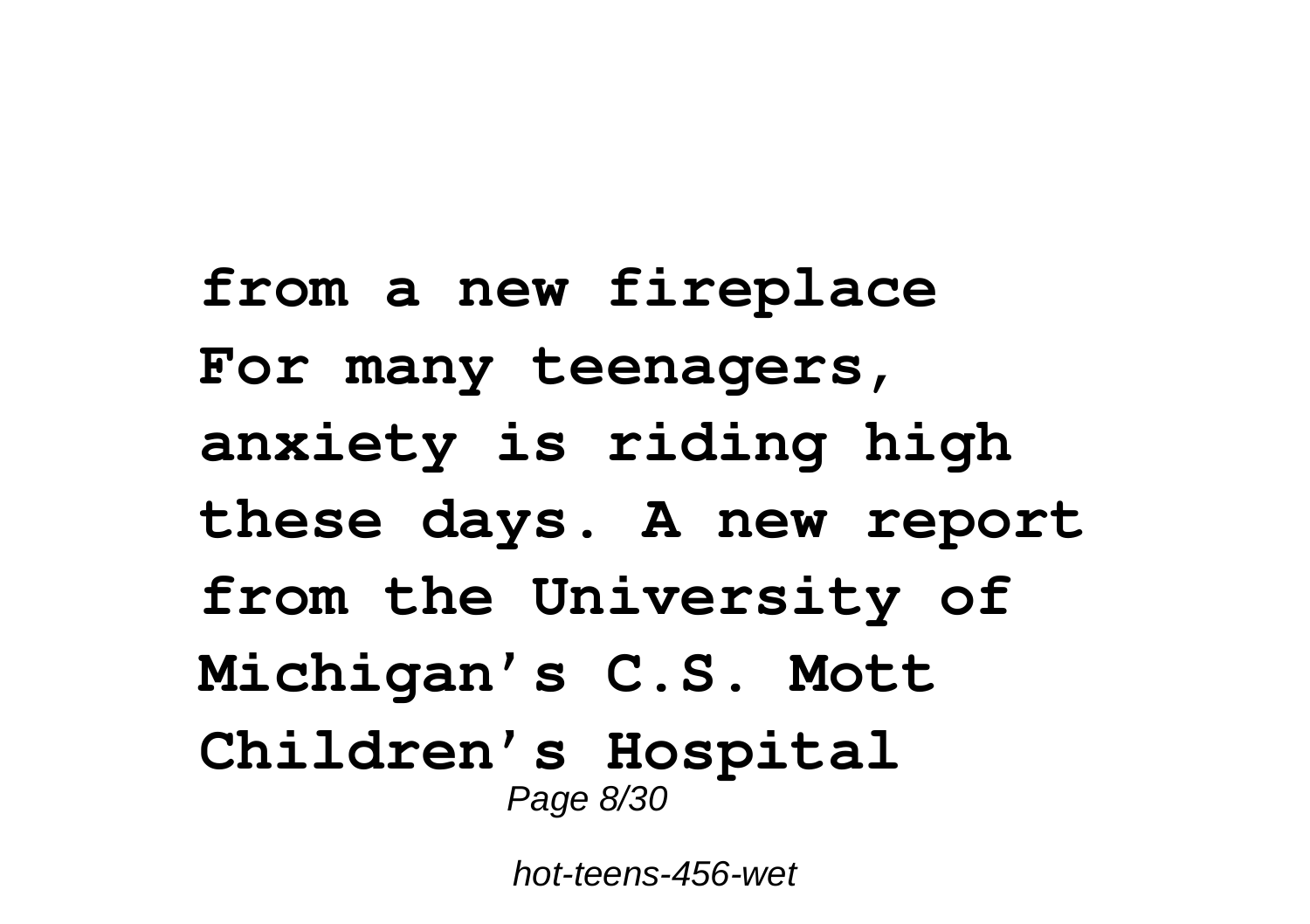**from a new fireplace**
**For many teenagers, anxiety is riding high these days. A new report from the University of Michigan's C.S. Mott Children's Hospital**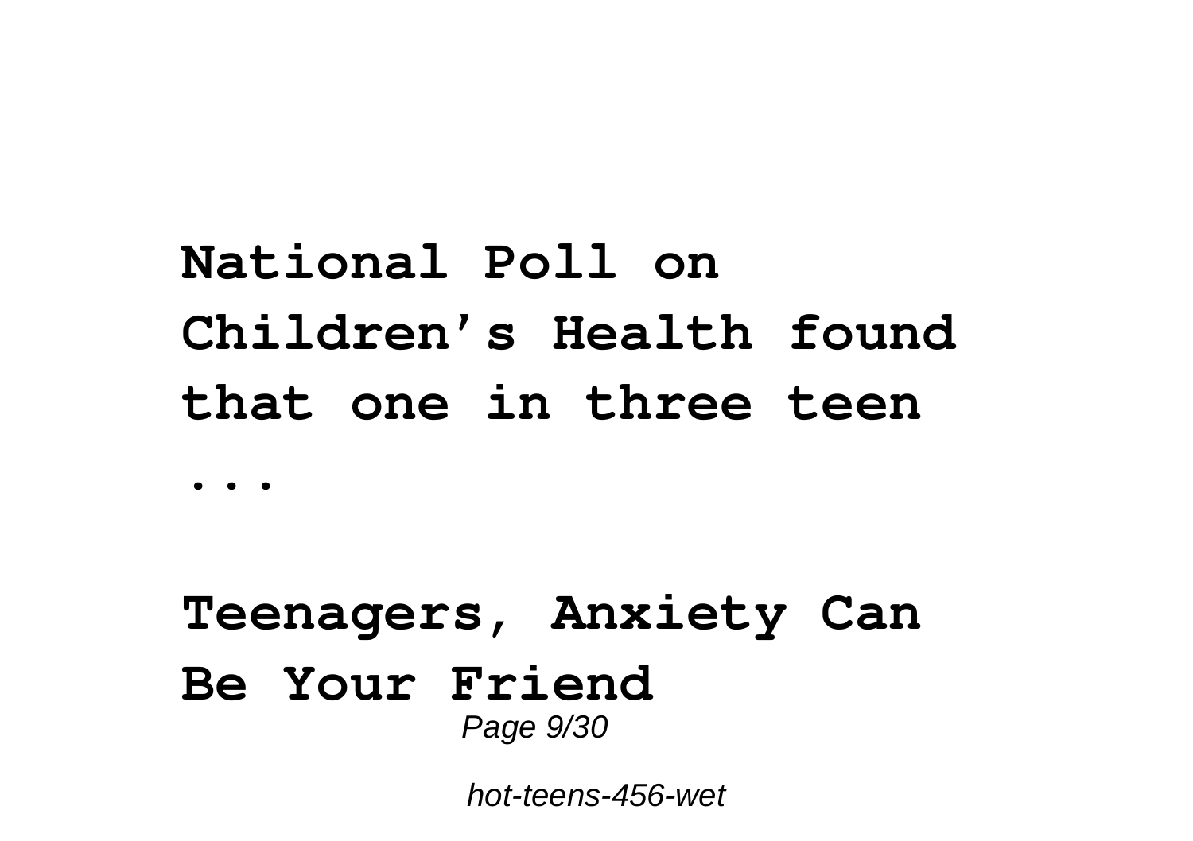**National Poll on Children's Health found that one in three teen ...**

**Teenagers, Anxiety Can Be Your Friend**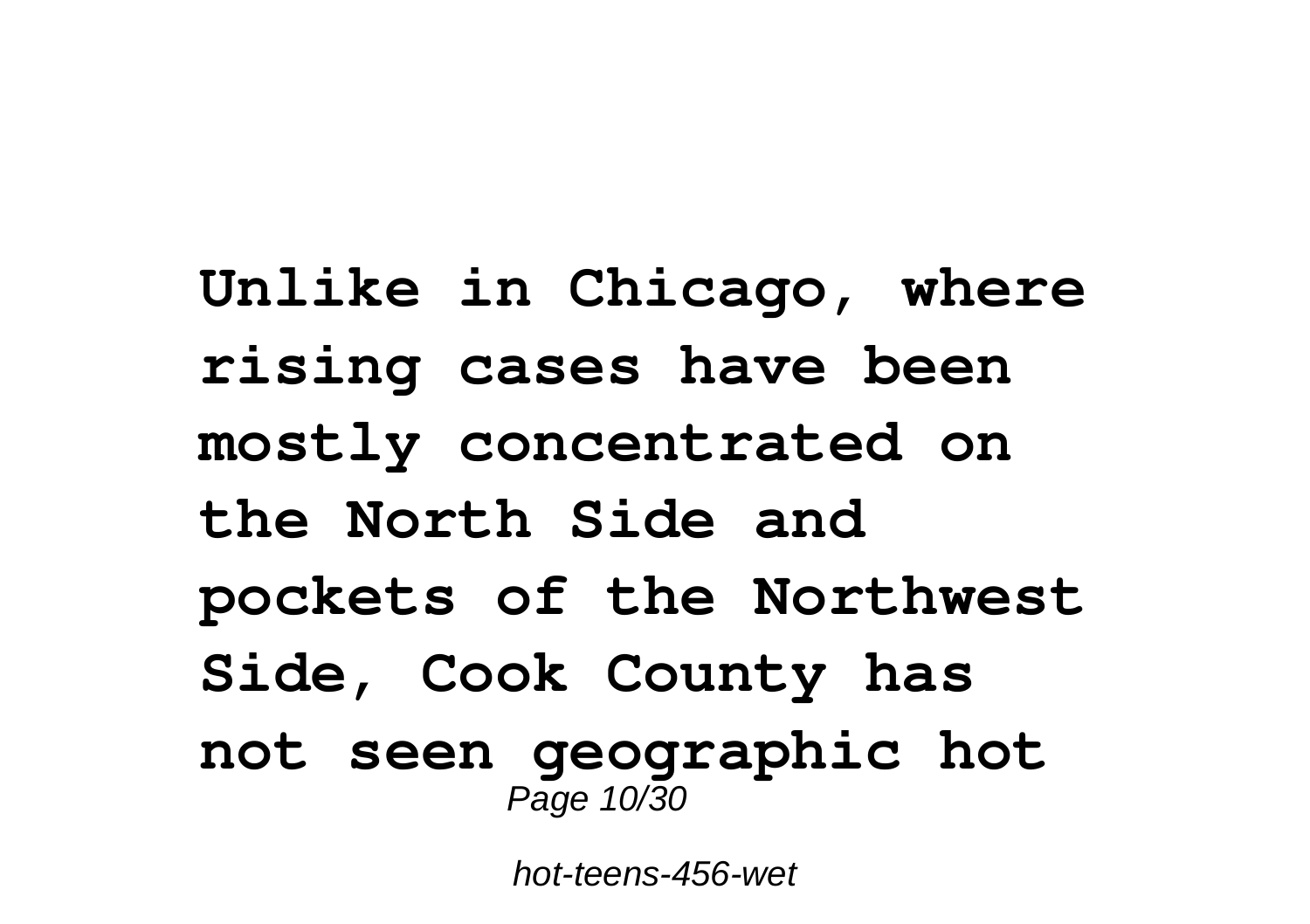**Unlike in Chicago, where rising cases have been mostly concentrated on the North Side and pockets of the Northwest Side, Cook County has not seen geographic hot**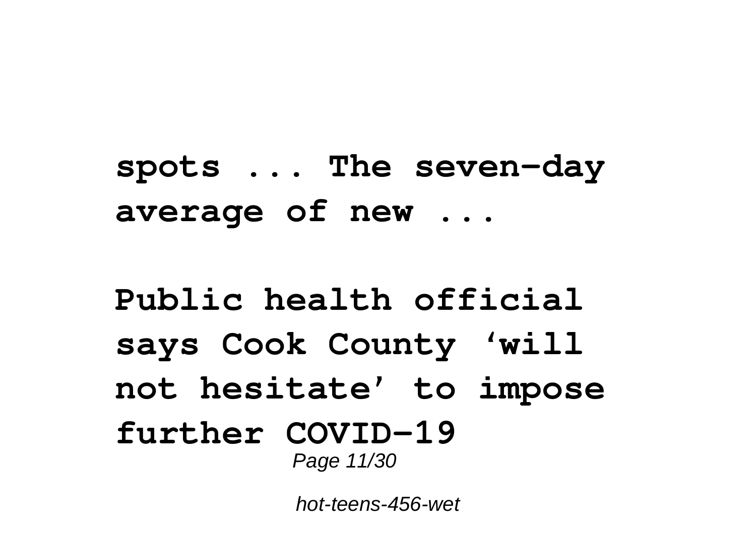**spots ... The seven-day average of new ...**

**Public health official says Cook County 'will not hesitate' to impose further COVID-19**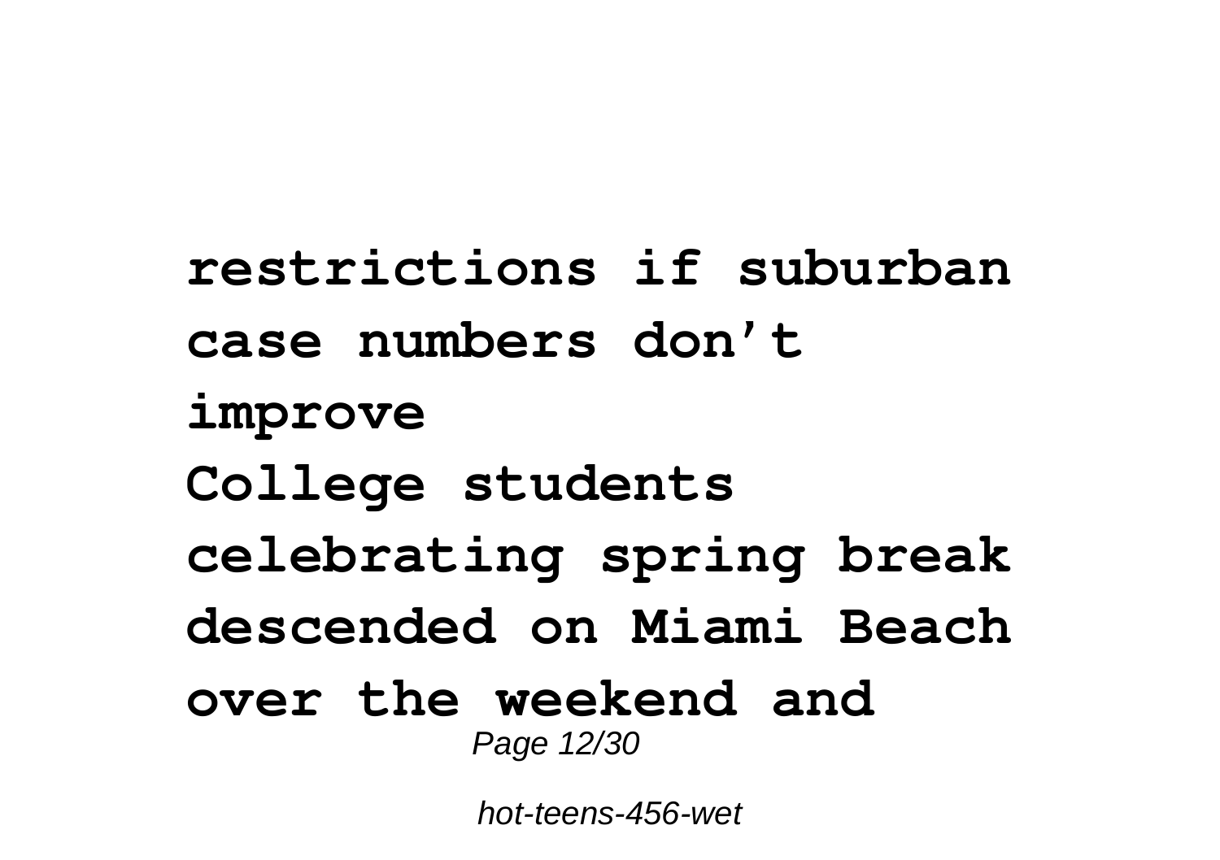**restrictions if suburban case numbers don't improve**
**College students celebrating spring break descended on Miami Beach over the weekend and**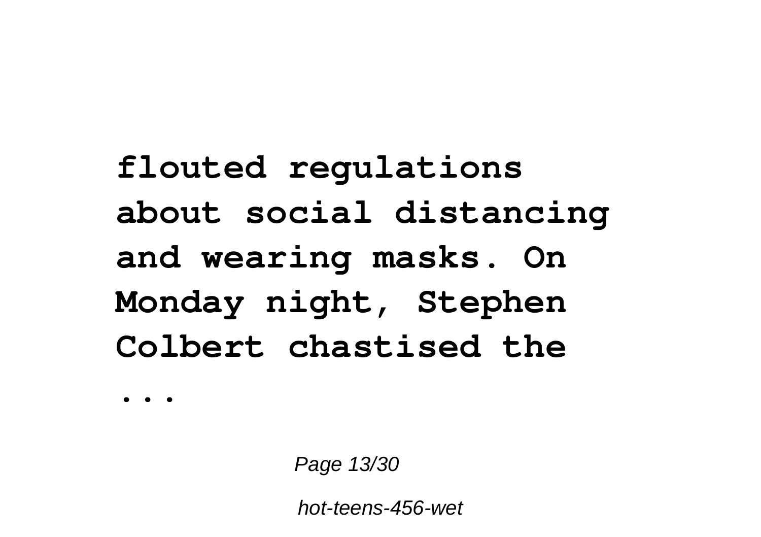**flouted regulations about social distancing and wearing masks. On Monday night, Stephen Colbert chastised the ...**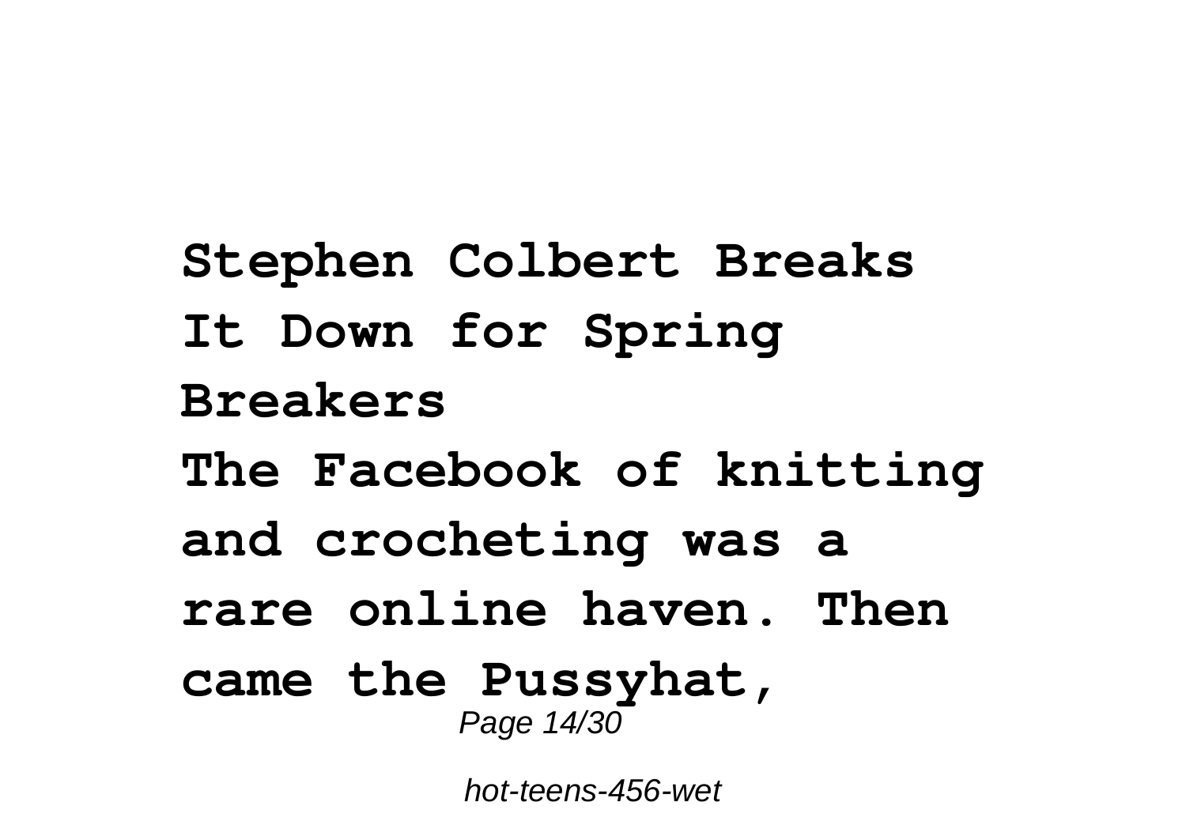**Stephen Colbert Breaks It Down for Spring Breakers**

**The Facebook of knitting and crocheting was a rare online haven. Then came the Pussyhat,**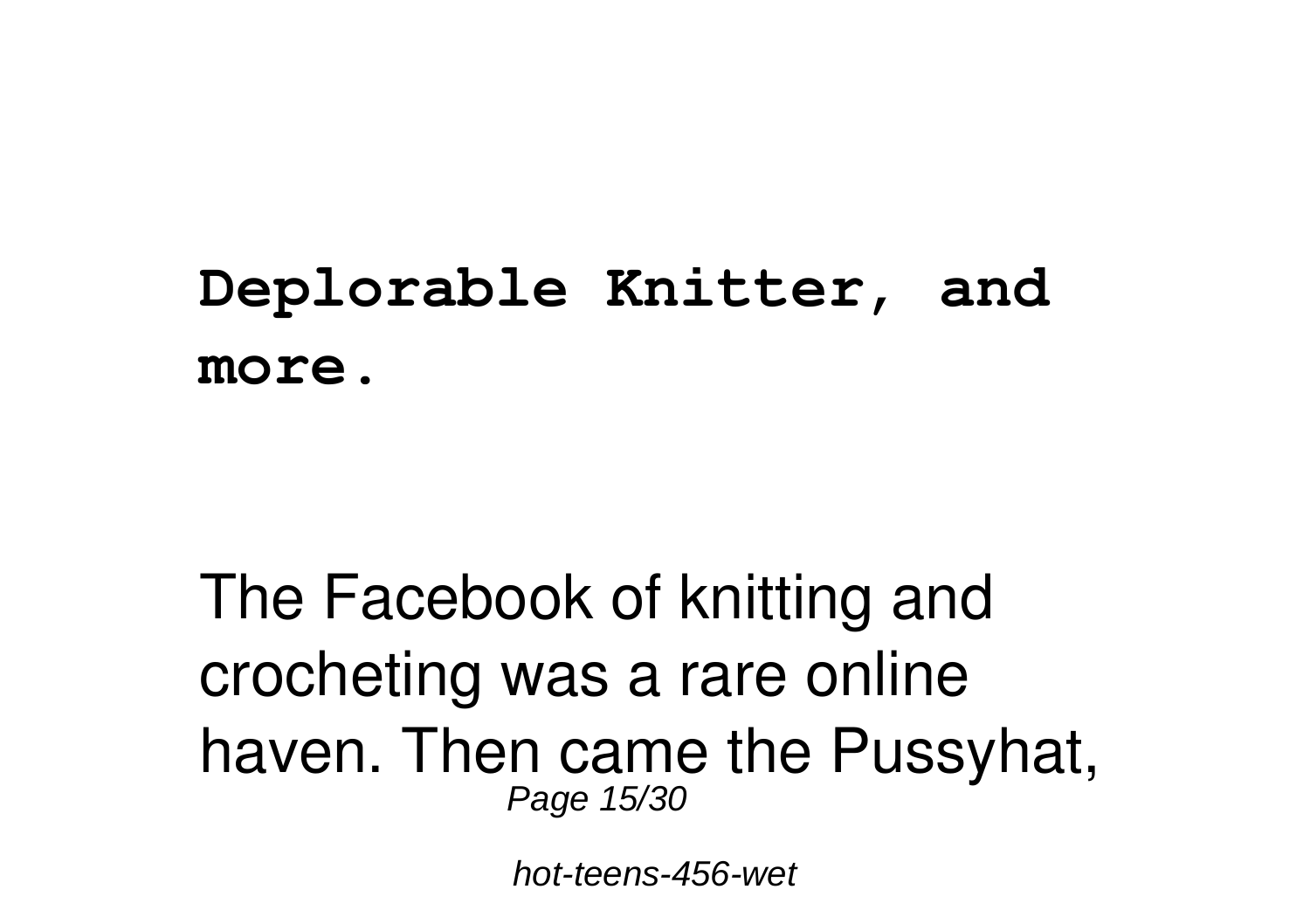**Deplorable Knitter, and more.**

The Facebook of knitting and crocheting was a rare online haven. Then came the Pussyhat,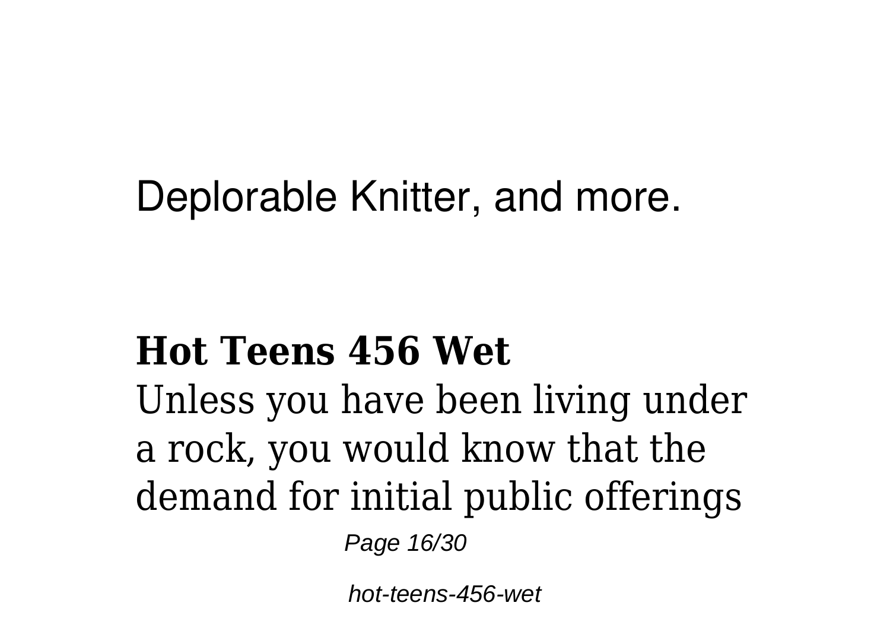Deplorable Knitter, and more.

## Hot Teens 456 Wet

Unless you have been living under a rock, you would know that the demand for initial public offerings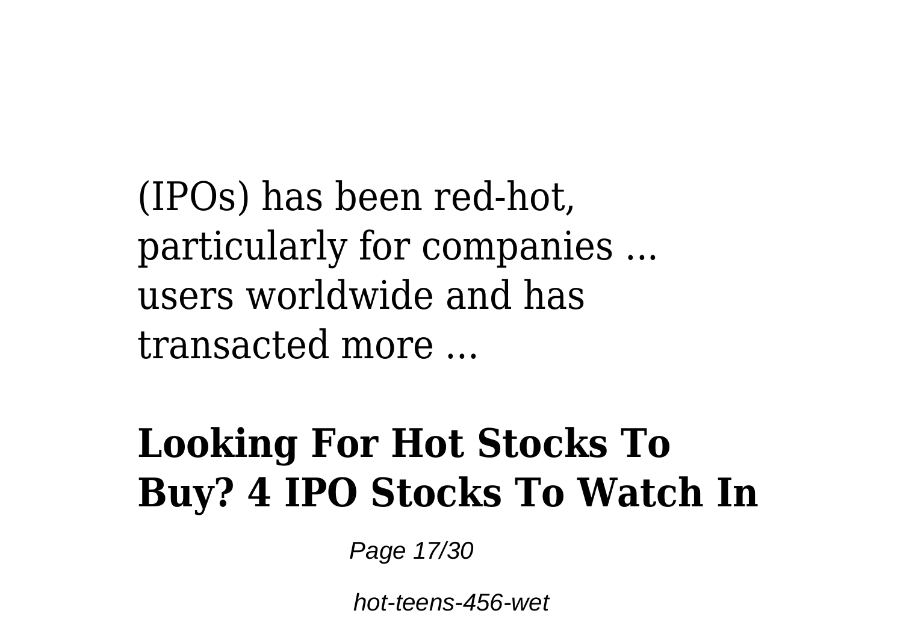(IPOs) has been red-hot, particularly for companies ... users worldwide and has transacted more ...

## Looking For Hot Stocks To Buy? 4 IPO Stocks To Watch In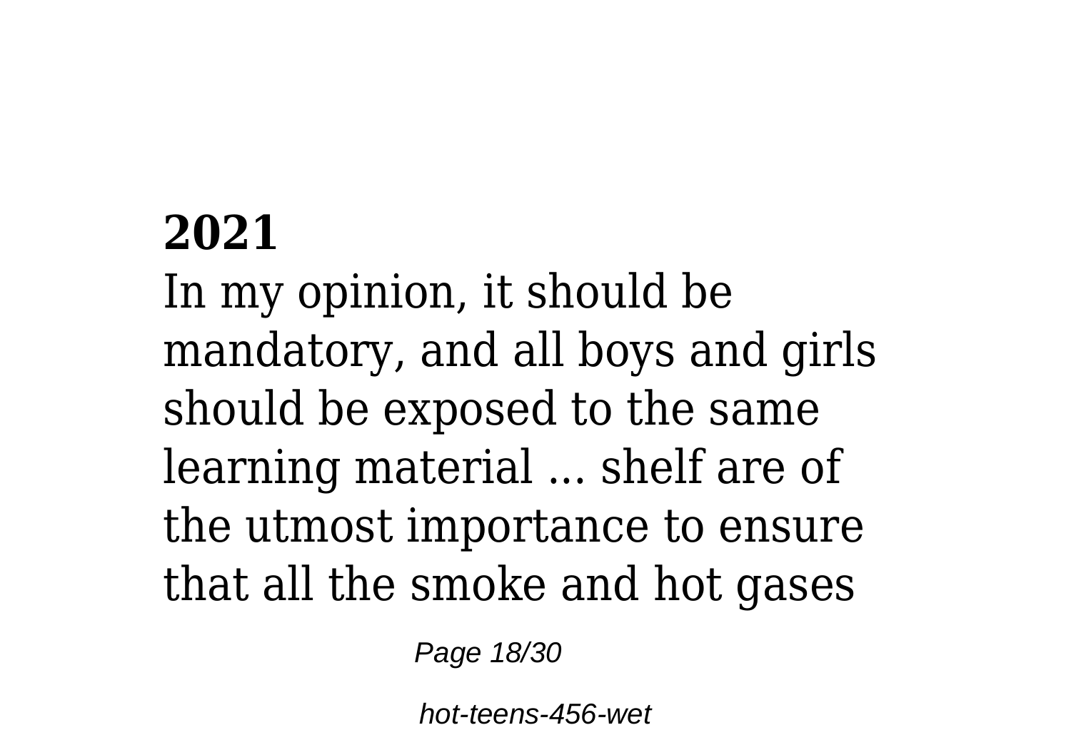**2021**

In my opinion, it should be mandatory, and all boys and girls should be exposed to the same learning material ... shelf are of the utmost importance to ensure that all the smoke and hot gases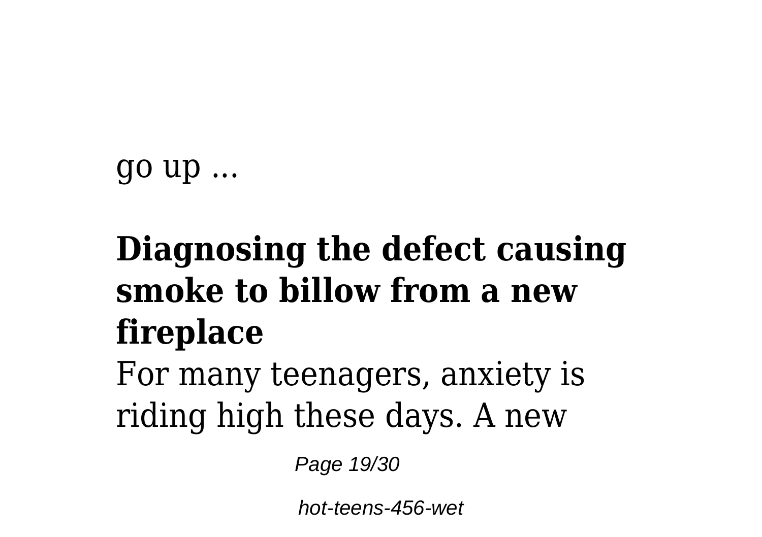go up ...

## Diagnosing the defect causing smoke to billow from a new fireplace

For many teenagers, anxiety is riding high these days. A new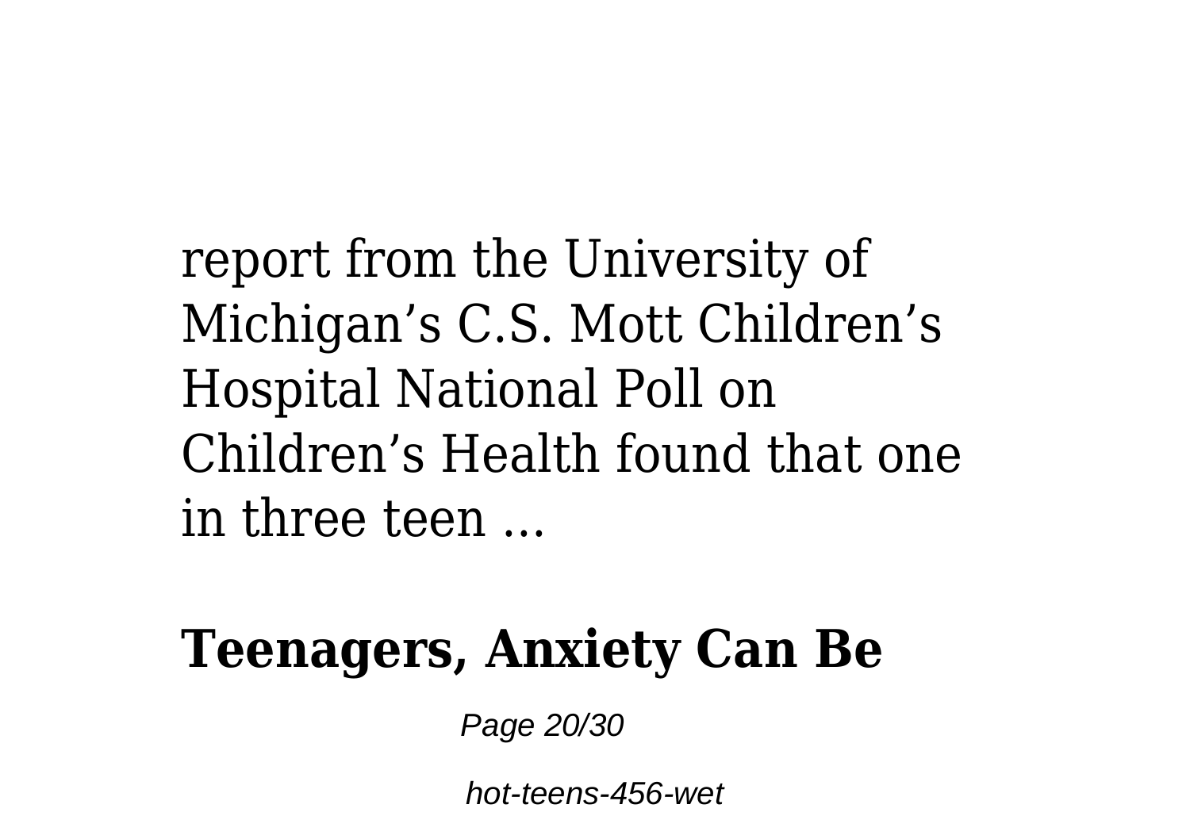report from the University of Michigan's C.S. Mott Children's Hospital National Poll on Children's Health found that one in three teen ...

**Teenagers, Anxiety Can Be**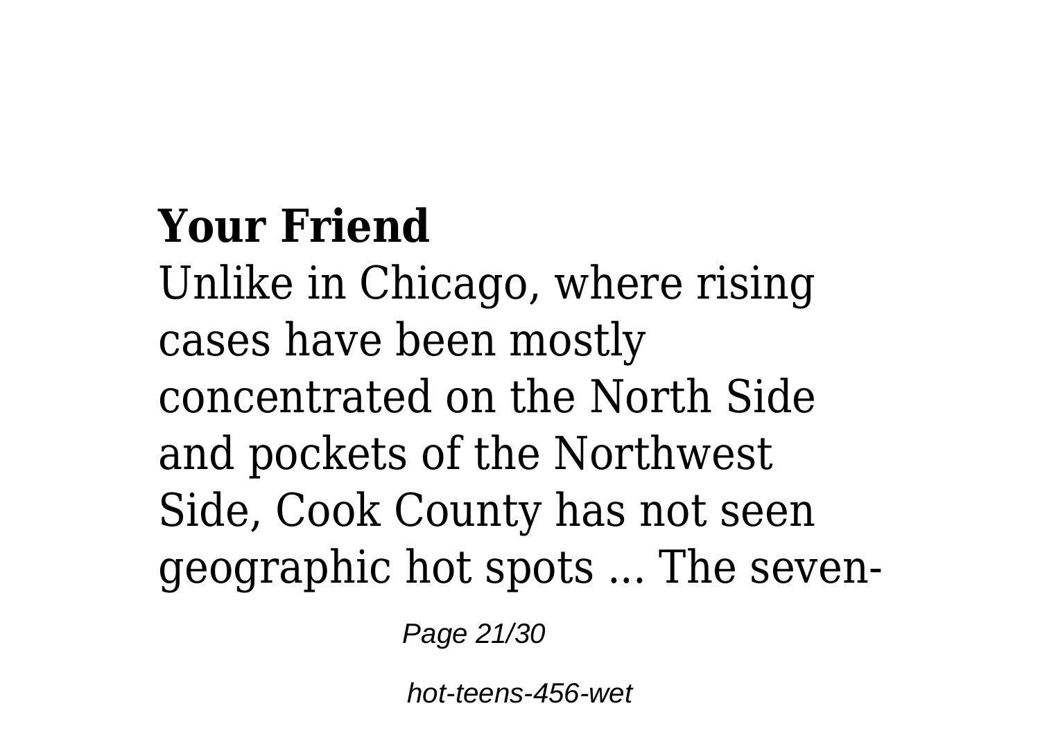**Your Friend**

Unlike in Chicago, where rising cases have been mostly concentrated on the North Side and pockets of the Northwest Side, Cook County has not seen geographic hot spots ... The seven-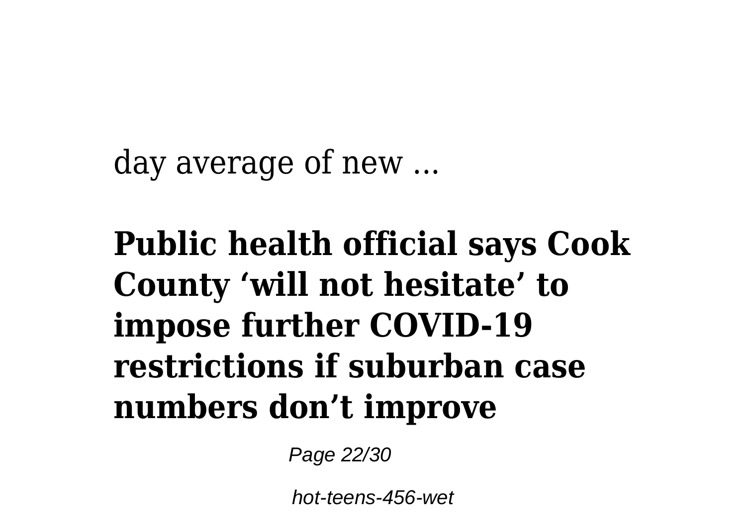day average of new ...

**Public health official says Cook County 'will not hesitate' to impose further COVID-19 restrictions if suburban case numbers don't improve**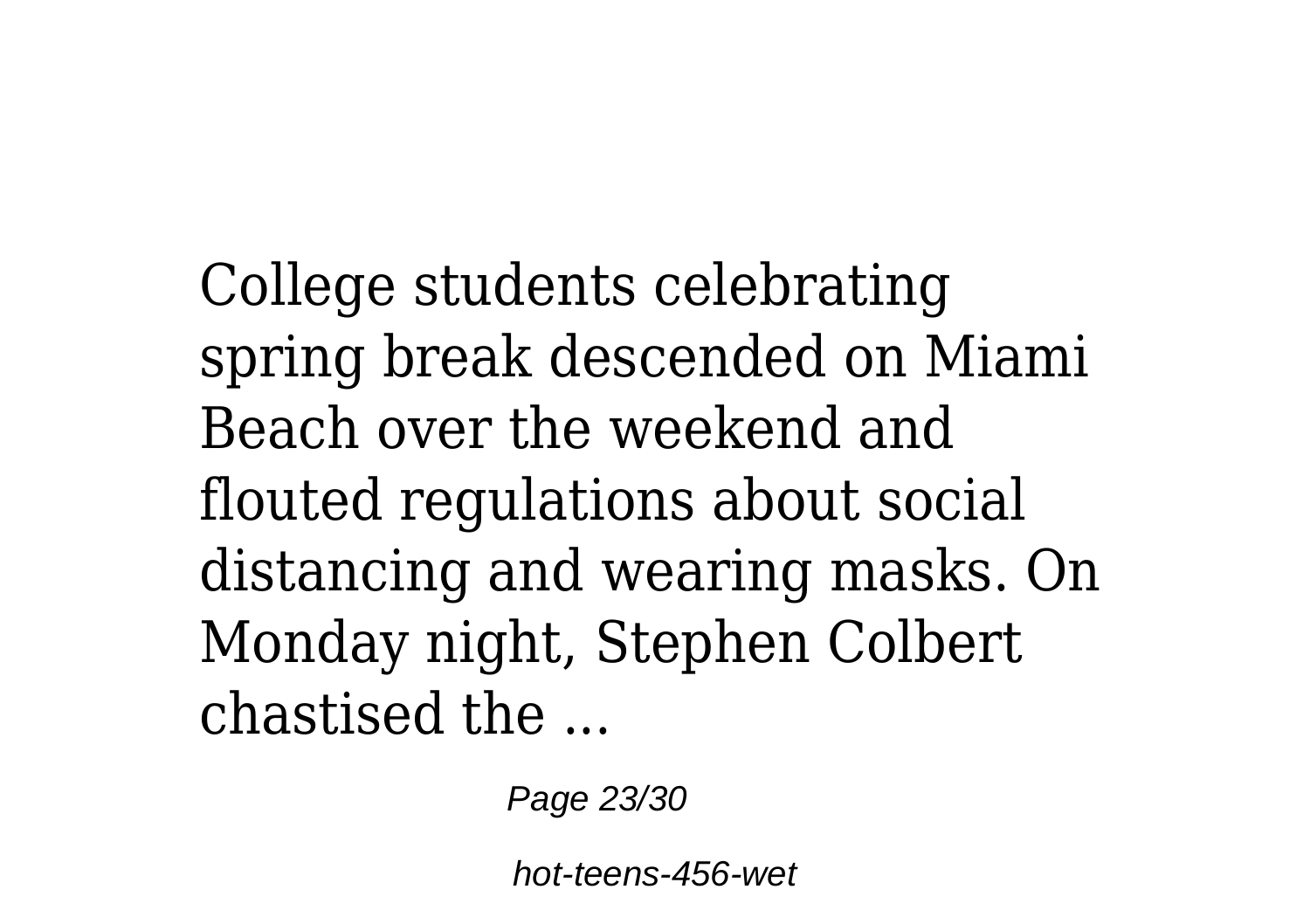College students celebrating spring break descended on Miami Beach over the weekend and flouted regulations about social distancing and wearing masks. On Monday night, Stephen Colbert chastised the ...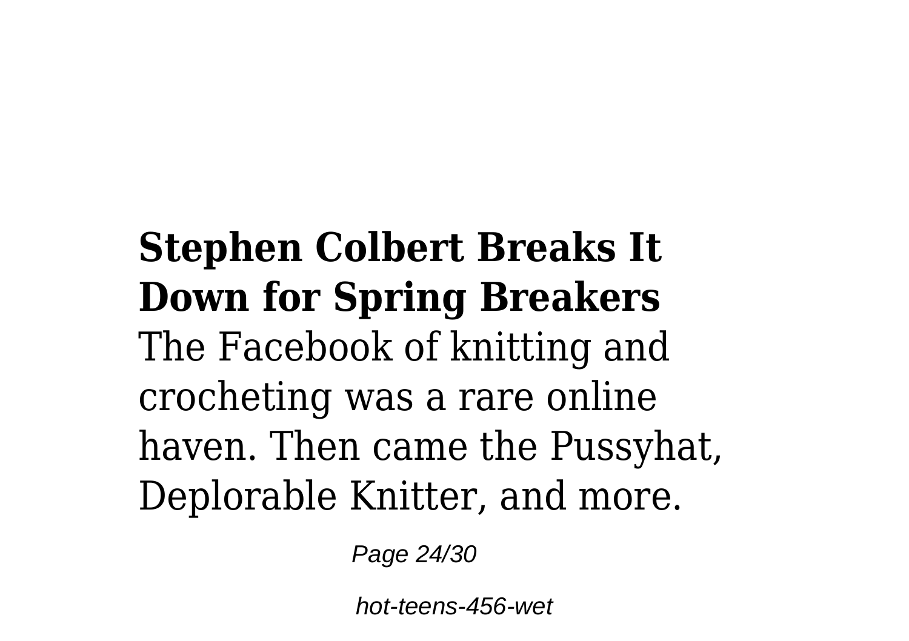**Stephen Colbert Breaks It Down for Spring Breakers**
The Facebook of knitting and crocheting was a rare online haven. Then came the Pussyhat, Deplorable Knitter, and more.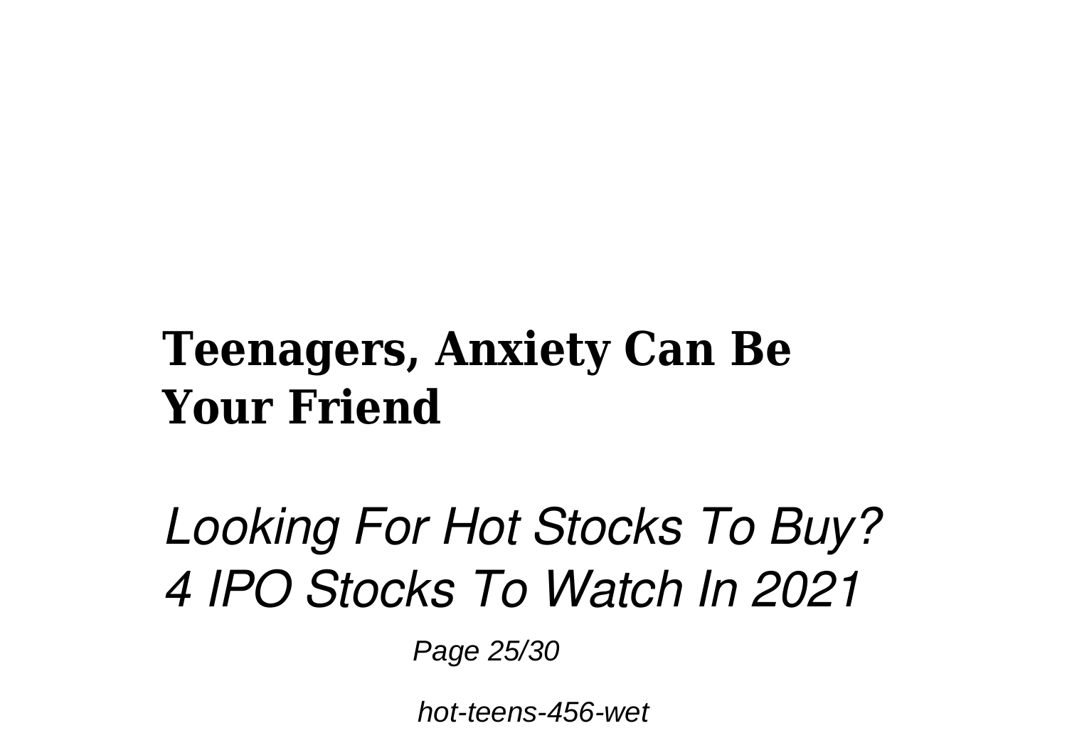**Teenagers, Anxiety Can Be Your Friend**

*Looking For Hot Stocks To Buy? 4 IPO Stocks To Watch In 2021*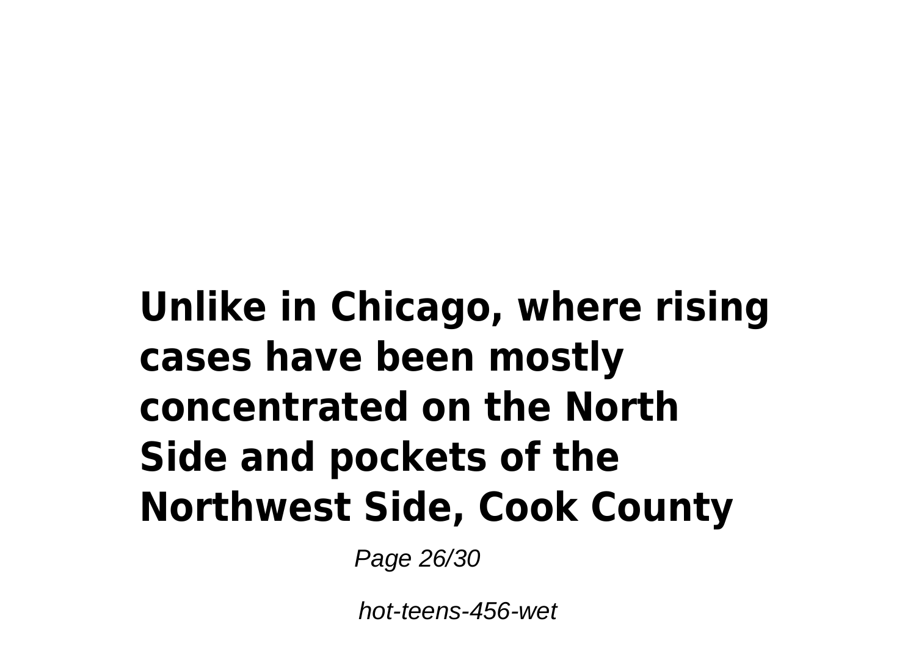**Unlike in Chicago, where rising cases have been mostly concentrated on the North Side and pockets of the Northwest Side, Cook County**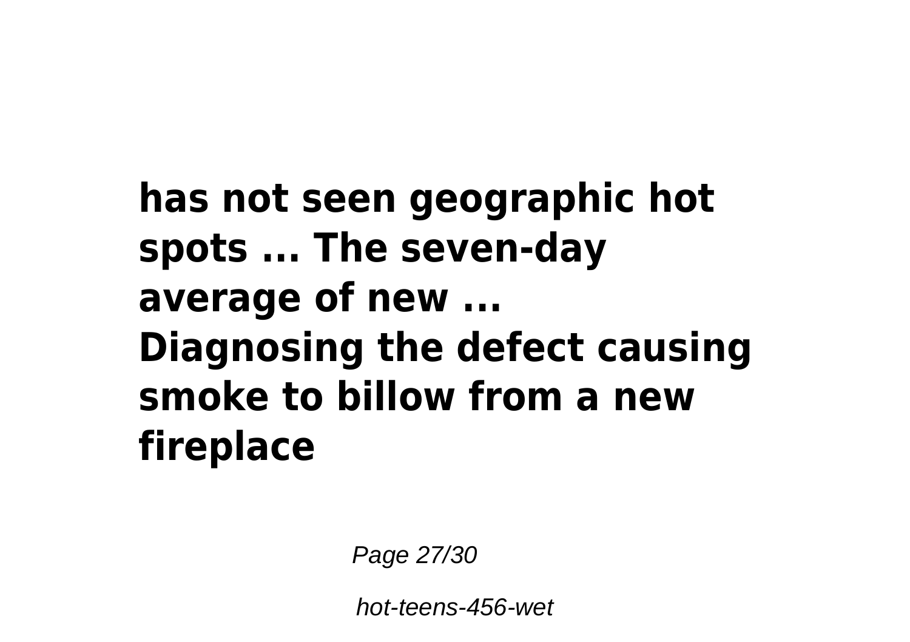**has not seen geographic hot spots ... The seven-day average of new ...**
**Diagnosing the defect causing smoke to billow from a new fireplace**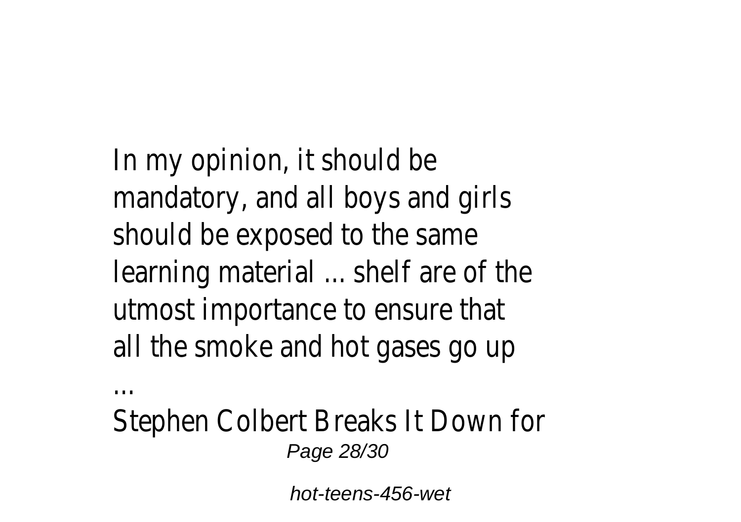In my opinion, it should be mandatory, and all boys and girls should be exposed to the same learning material ... shelf are of the utmost importance to ensure that all the smoke and hot gases go up ...

Stephen Colbert Breaks It Down for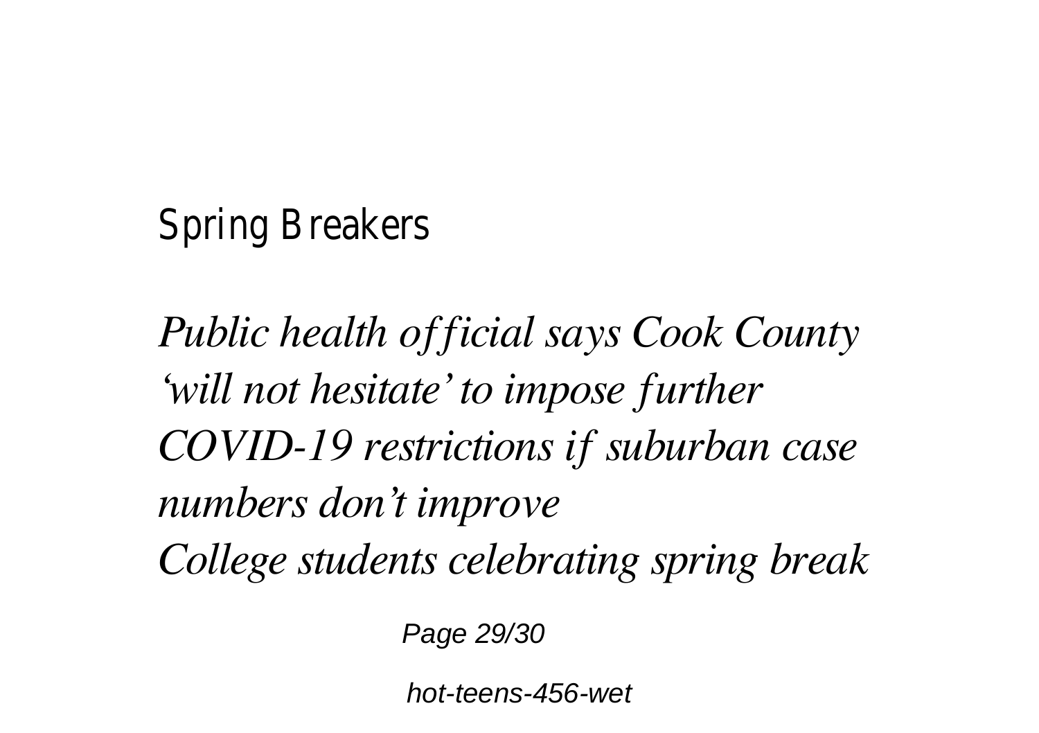Spring Breakers

*Public health official says Cook County 'will not hesitate' to impose further COVID-19 restrictions if suburban case numbers don't improve*
*College students celebrating spring break*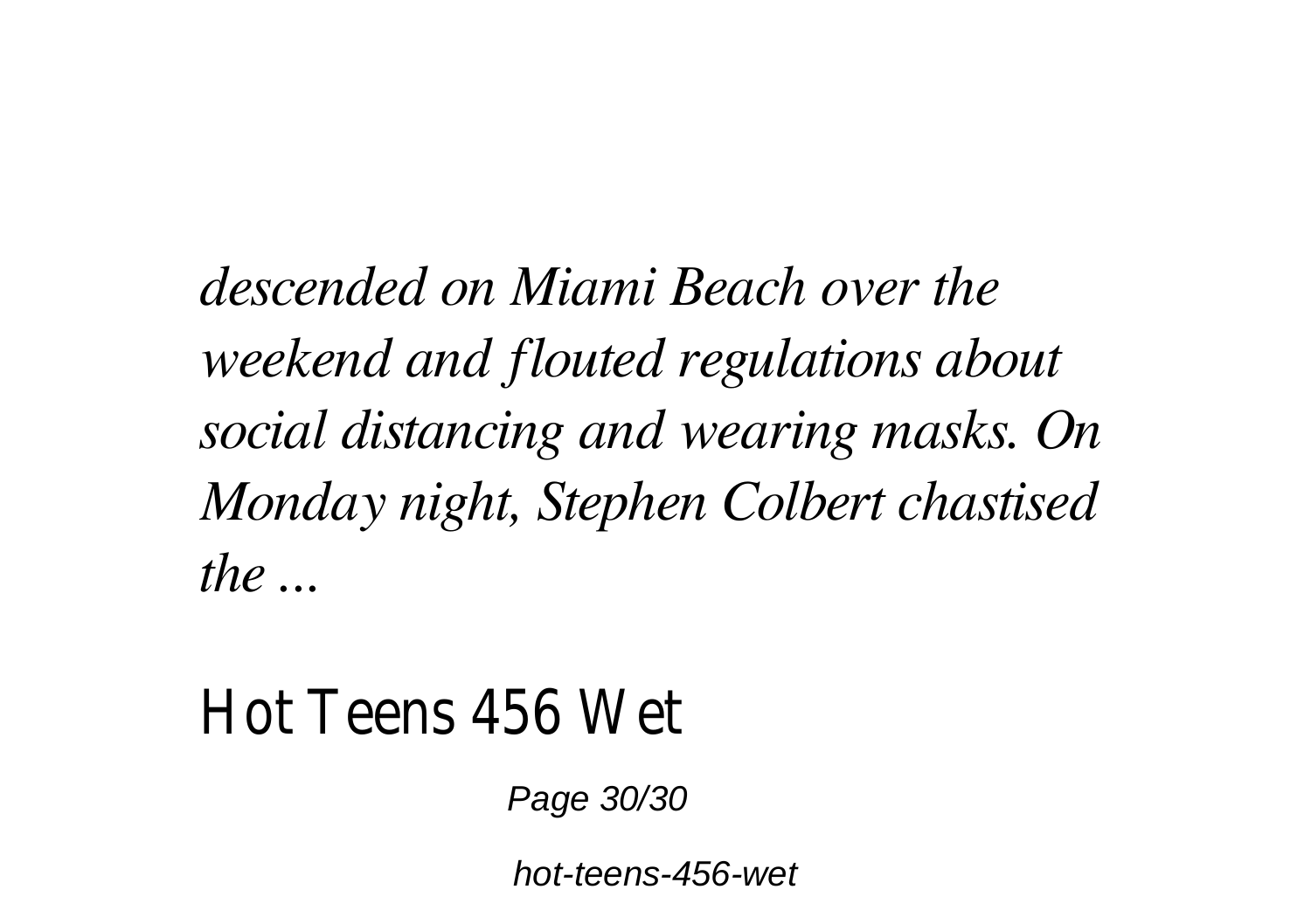*descended on Miami Beach over the weekend and flouted regulations about social distancing and wearing masks. On Monday night, Stephen Colbert chastised the ...*

## Hot Teens 456 Wet